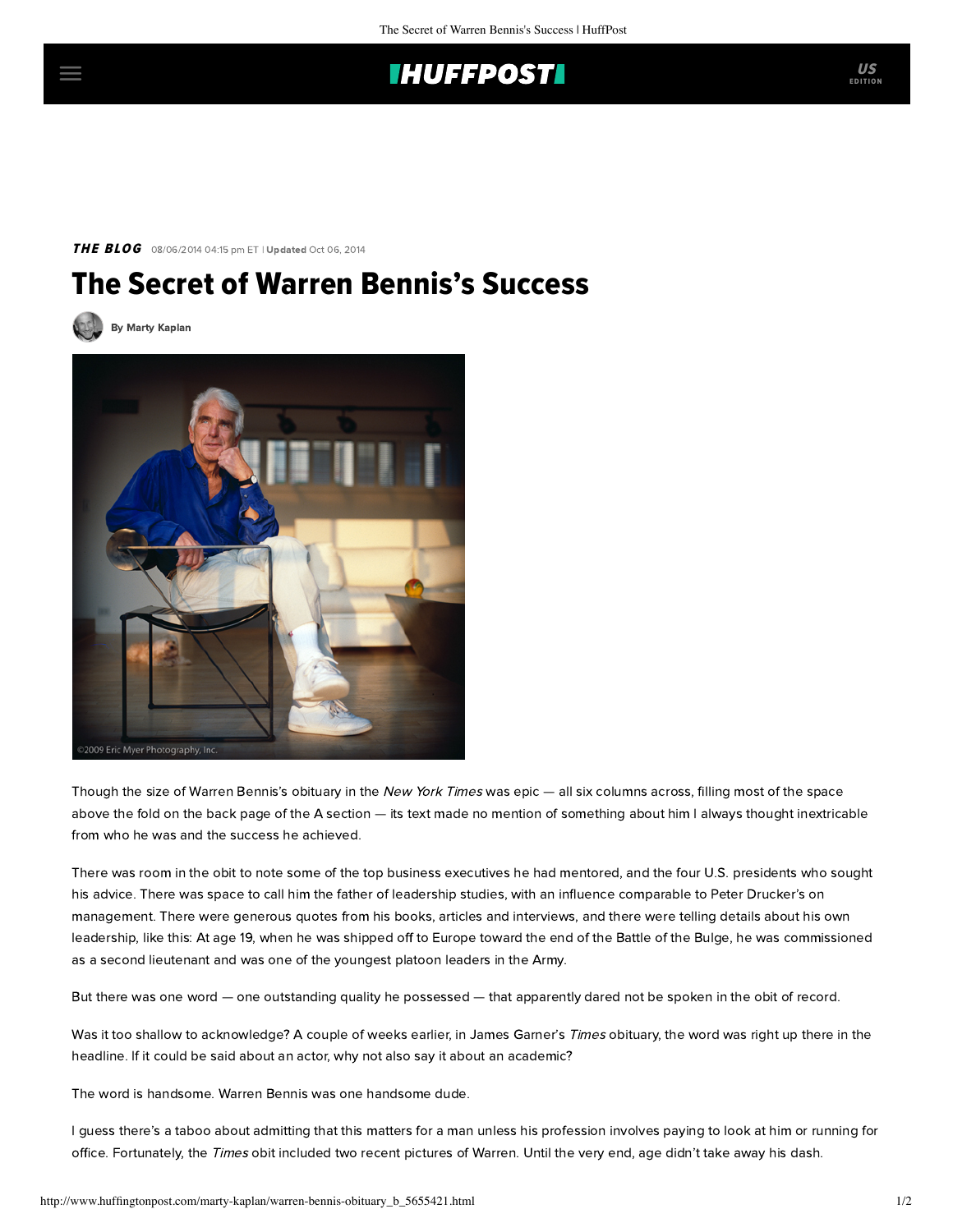**THE BLOG** 08/06/2014 04:15 pm ET | **Updated** Oct 06, 2014

# The Secret of Warren Bennis's Success

By Marty Kaplan

©2009 Eric Myer Photography, Inc.

Though the size of Warren Bennis's obituary in the *New York Times* was epic — all six columns across, filling most of the space above the fold on the back page of the A section — its text made no mention of something about him I always thought inextricable from who he was and the success he achieved.

There was room in the obit to note some of the top business executives he had mentored, and the four U.S. presidents who sought his advice. There was space to call him the father of leadership studies, with an influence comparable to Peter Drucker's on management. There were generous quotes from his books, articles and interviews, and there were telling details about his own leadership, like this: At age 19, when he was shipped off to Europe toward the end of the Battle of the Bulge, he was commissioned as a second lieutenant and was one of the youngest platoon leaders in the Army.

But there was one word — one outstanding quality he possessed — that apparently dared not be spoken in the obit of record.

Was it too shallow to acknowledge? A couple of weeks earlier, in James Garner's *Times* obituary, the word was right up there in the headline. If it could be said about an actor, why not also say it about an academic?

The word is handsome. Warren Bennis was one handsome dude.

I guess there's a taboo about admitting that this matters for a man unless his profession involves paying to look at him or running for office. Fortunately, the *Times* obit included two recent pictures of Warren. Until the very end, age didn't take away his dash.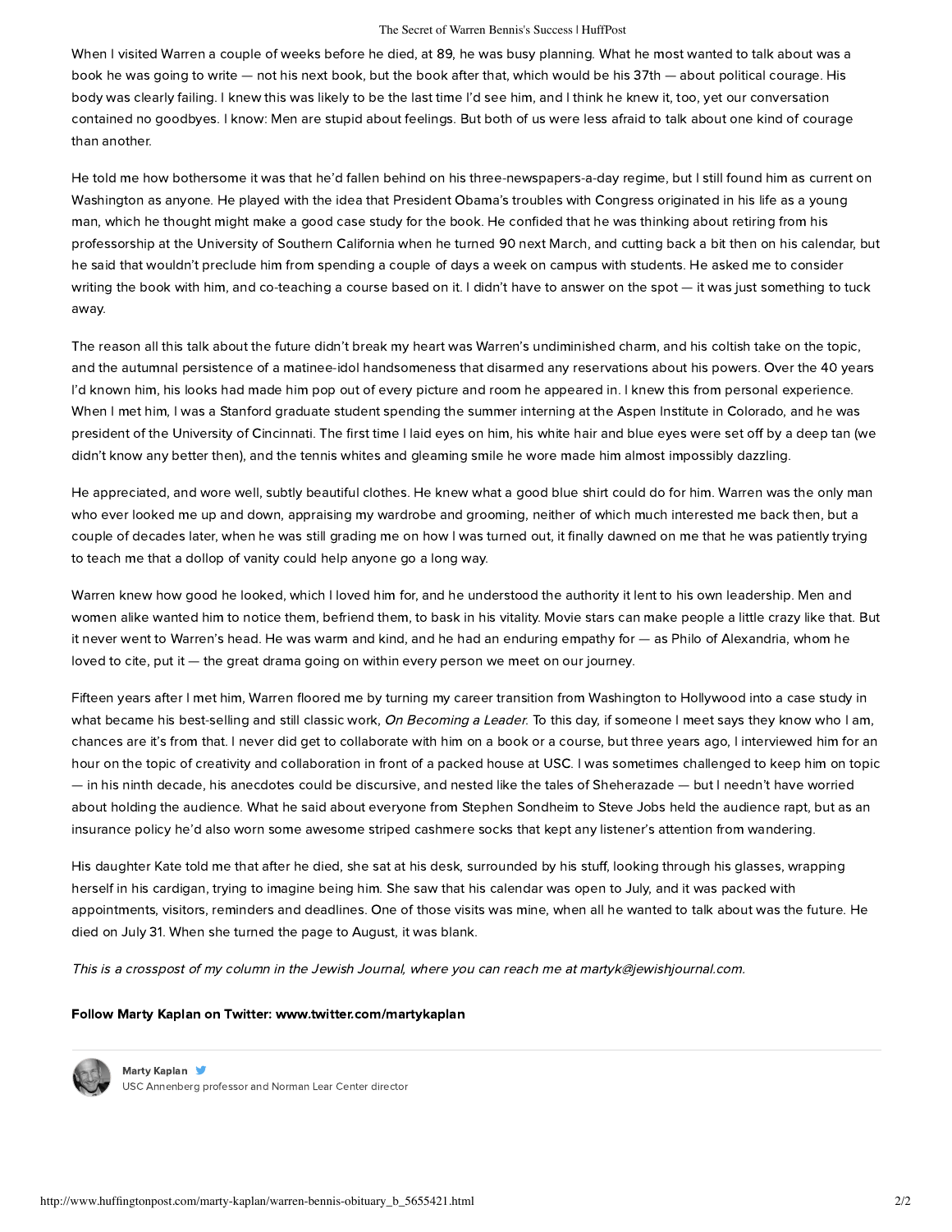When I visited Warren a couple of weeks before he died, at 89, he was busy planning. What he most wanted to talk about was a book he was going to write — not his next book, but the book after that, which would be his 37th — about political courage. His body was clearly failing. I knew this was likely to be the last time I'd see him, and I think he knew it, too, yet our conversation contained no goodbyes. I know: Men are stupid about feelings. But both of us were less afraid to talk about one kind of courage than another.

He told me how bothersome it was that he'd fallen behind on his three-newspapers-a-day regime, but I still found him as current on Washington as anyone. He played with the idea that President Obama's troubles with Congress originated in his life as a young man, which he thought might make a good case study for the book. He confided that he was thinking about retiring from his professorship at the University of Southern California when he turned 90 next March, and cutting back a bit then on his calendar, but he said that wouldn't preclude him from spending a couple of days a week on campus with students. He asked me to consider writing the book with him, and co-teaching a course based on it. I didn't have to answer on the spot — it was just something to tuck away.

The reason all this talk about the future didn't break my heart was Warren's undiminished charm, and his coltish take on the topic, and the autumnal persistence of a matinee-idol handsomeness that disarmed any reservations about his powers. Over the 40 years I'd known him, his looks had made him pop out of every picture and room he appeared in. I knew this from personal experience. When I met him, I was a Stanford graduate student spending the summer interning at the Aspen Institute in Colorado, and he was president of the University of Cincinnati. The first time I laid eyes on him, his white hair and blue eyes were set off by a deep tan (we didn't know any better then), and the tennis whites and gleaming smile he wore made him almost impossibly dazzling.

He appreciated, and wore well, subtly beautiful clothes. He knew what a good blue shirt could do for him. Warren was the only man who ever looked me up and down, appraising my wardrobe and grooming, neither of which much interested me back then, but a couple of decades later, when he was still grading me on how I was turned out, it finally dawned on me that he was patiently trying to teach me that a dollop of vanity could help anyone go a long way.

Warren knew how good he looked, which I loved him for, and he understood the authority it lent to his own leadership. Men and women alike wanted him to notice them, befriend them, to bask in his vitality. Movie stars can make people a little crazy like that. But it never went to Warren's head. He was warm and kind, and he had an enduring empathy for — as Philo of Alexandria, whom he loved to cite, put it — the great drama going on within every person we meet on our journey.

Fifteen years after I met him, Warren floored me by turning my career transition from Washington to Hollywood into a case study in what became his best-selling and still classic work, *On Becoming a Leader*. To this day, if someone I meet says they know who I am, chances are it's from that. I never did get to collaborate with him on a book or a course, but three years ago, I interviewed him for an hour on the topic of creativity and collaboration in front of a packed house at USC. I was sometimes challenged to keep him on topic — in his ninth decade, his anecdotes could be discursive, and nested like the tales of Sheherazade — but I needn't have worried about holding the audience. What he said about everyone from Stephen Sondheim to Steve Jobs held the audience rapt, but as an insurance policy he'd also worn some awesome striped cashmere socks that kept any listener's attention from wandering.

His daughter Kate told me that after he died, she sat at his desk, surrounded by his stuff, looking through his glasses, wrapping herself in his cardigan, trying to imagine being him. She saw that his calendar was open to July, and it was packed with appointments, visitors, reminders and deadlines. One of those visits was mine, when all he wanted to talk about was the future. He died on July 31. When she turned the page to August, it was blank.

*This is a crosspost of my column in the Jewish Journal, where you can reach me at martyk@jewishjournal.com.*

**Follow Marty Kaplan on Twitter: www.twitter.com/martykaplan**

**Marty Kaplan**
USC Annenberg professor and Norman Lear Center director